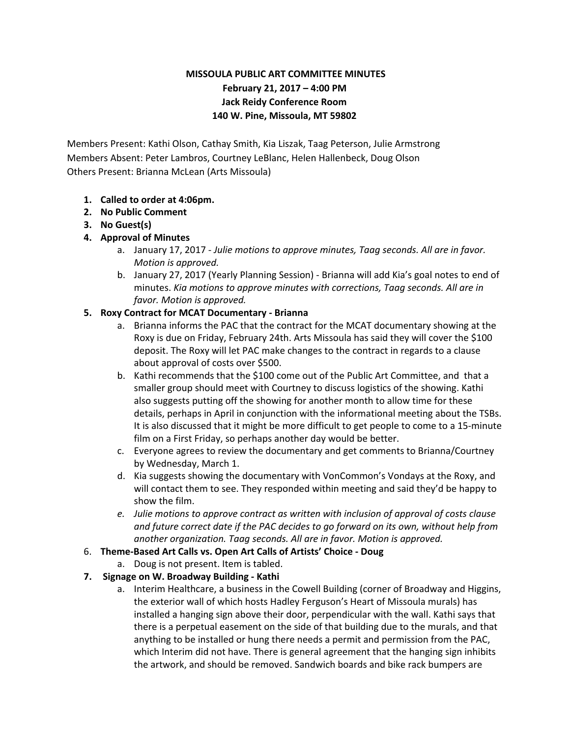**MISSOULA PUBLIC ART COMMITTEE MINUTES**
**February 21, 2017 – 4:00 PM**
**Jack Reidy Conference Room**
**140 W. Pine, Missoula, MT 59802**

Members Present: Kathi Olson, Cathay Smith, Kia Liszak, Taag Peterson, Julie Armstrong
Members Absent: Peter Lambros, Courtney LeBlanc, Helen Hallenbeck, Doug Olson
Others Present: Brianna McLean (Arts Missoula)

1. **Called to order at 4:06pm.**
2. **No Public Comment**
3. **No Guest(s)**
4. **Approval of Minutes**
   a. January 17, 2017 - *Julie motions to approve minutes, Taag seconds. All are in favor. Motion is approved.*
   b. January 27, 2017 (Yearly Planning Session) - Brianna will add Kia's goal notes to end of minutes. *Kia motions to approve minutes with corrections, Taag seconds. All are in favor. Motion is approved.*
5. **Roxy Contract for MCAT Documentary - Brianna**
   a. Brianna informs the PAC that the contract for the MCAT documentary showing at the Roxy is due on Friday, February 24th. Arts Missoula has said they will cover the $100 deposit. The Roxy will let PAC make changes to the contract in regards to a clause about approval of costs over $500.
   b. Kathi recommends that the $100 come out of the Public Art Committee, and that a smaller group should meet with Courtney to discuss logistics of the showing. Kathi also suggests putting off the showing for another month to allow time for these details, perhaps in April in conjunction with the informational meeting about the TSBs. It is also discussed that it might be more difficult to get people to come to a 15-minute film on a First Friday, so perhaps another day would be better.
   c. Everyone agrees to review the documentary and get comments to Brianna/Courtney by Wednesday, March 1.
   d. Kia suggests showing the documentary with VonCommon's Vondays at the Roxy, and will contact them to see. They responded within meeting and said they'd be happy to show the film.
   e. *Julie motions to approve contract as written with inclusion of approval of costs clause and future correct date if the PAC decides to go forward on its own, without help from another organization. Taag seconds. All are in favor. Motion is approved.*
6. **Theme-Based Art Calls vs. Open Art Calls of Artists' Choice - Doug**
   a. Doug is not present. Item is tabled.
7. **Signage on W. Broadway Building - Kathi**
   a. Interim Healthcare, a business in the Cowell Building (corner of Broadway and Higgins, the exterior wall of which hosts Hadley Ferguson's Heart of Missoula murals) has installed a hanging sign above their door, perpendicular with the wall. Kathi says that there is a perpetual easement on the side of that building due to the murals, and that anything to be installed or hung there needs a permit and permission from the PAC, which Interim did not have. There is general agreement that the hanging sign inhibits the artwork, and should be removed. Sandwich boards and bike rack bumpers are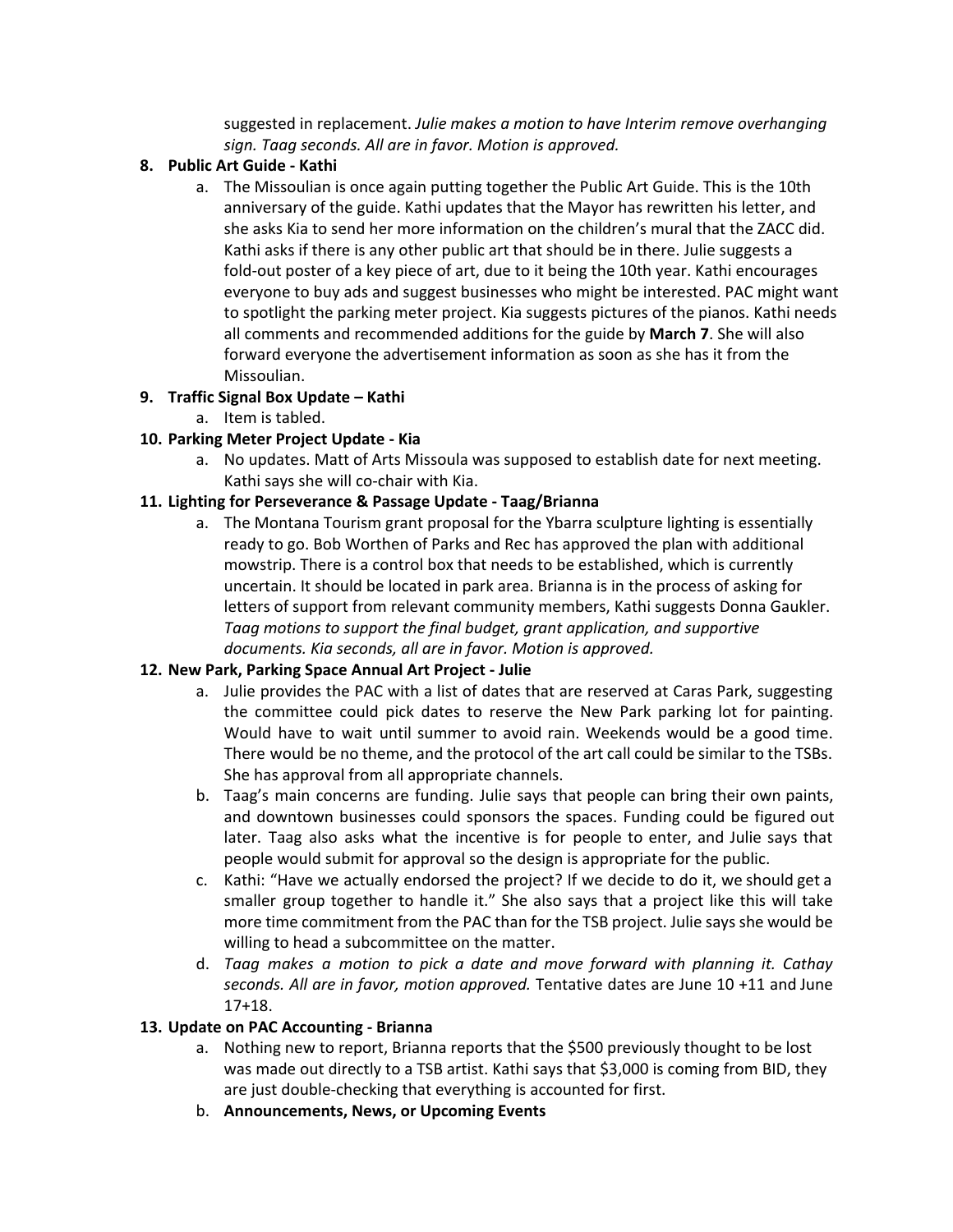suggested in replacement. *Julie makes a motion to have Interim remove overhanging sign. Taag seconds. All are in favor. Motion is approved.*

8. **Public Art Guide - Kathi**
   a. The Missoulian is once again putting together the Public Art Guide. This is the 10th anniversary of the guide. Kathi updates that the Mayor has rewritten his letter, and she asks Kia to send her more information on the children's mural that the ZACC did. Kathi asks if there is any other public art that should be in there. Julie suggests a fold-out poster of a key piece of art, due to it being the 10th year. Kathi encourages everyone to buy ads and suggest businesses who might be interested. PAC might want to spotlight the parking meter project. Kia suggests pictures of the pianos. Kathi needs all comments and recommended additions for the guide by **March 7**. She will also forward everyone the advertisement information as soon as she has it from the Missoulian.

9. **Traffic Signal Box Update – Kathi**
   a. Item is tabled.

10. **Parking Meter Project Update - Kia**
    a. No updates. Matt of Arts Missoula was supposed to establish date for next meeting. Kathi says she will co-chair with Kia.

11. **Lighting for Perseverance & Passage Update - Taag/Brianna**
    a. The Montana Tourism grant proposal for the Ybarra sculpture lighting is essentially ready to go. Bob Worthen of Parks and Rec has approved the plan with additional mowstrip. There is a control box that needs to be established, which is currently uncertain. It should be located in park area. Brianna is in the process of asking for letters of support from relevant community members, Kathi suggests Donna Gaukler. *Taag motions to support the final budget, grant application, and supportive documents. Kia seconds, all are in favor. Motion is approved.*

12. **New Park, Parking Space Annual Art Project - Julie**
    a. Julie provides the PAC with a list of dates that are reserved at Caras Park, suggesting the committee could pick dates to reserve the New Park parking lot for painting. Would have to wait until summer to avoid rain. Weekends would be a good time. There would be no theme, and the protocol of the art call could be similar to the TSBs. She has approval from all appropriate channels.
    b. Taag's main concerns are funding. Julie says that people can bring their own paints, and downtown businesses could sponsors the spaces. Funding could be figured out later. Taag also asks what the incentive is for people to enter, and Julie says that people would submit for approval so the design is appropriate for the public.
    c. Kathi: "Have we actually endorsed the project? If we decide to do it, we should get a smaller group together to handle it." She also says that a project like this will take more time commitment from the PAC than for the TSB project. Julie says she would be willing to head a subcommittee on the matter.
    d. *Taag makes a motion to pick a date and move forward with planning it. Cathay seconds. All are in favor, motion approved.* Tentative dates are June 10 +11 and June 17+18.

13. **Update on PAC Accounting - Brianna**
    a. Nothing new to report, Brianna reports that the $500 previously thought to be lost was made out directly to a TSB artist. Kathi says that $3,000 is coming from BID, they are just double-checking that everything is accounted for first.
    b. **Announcements, News, or Upcoming Events**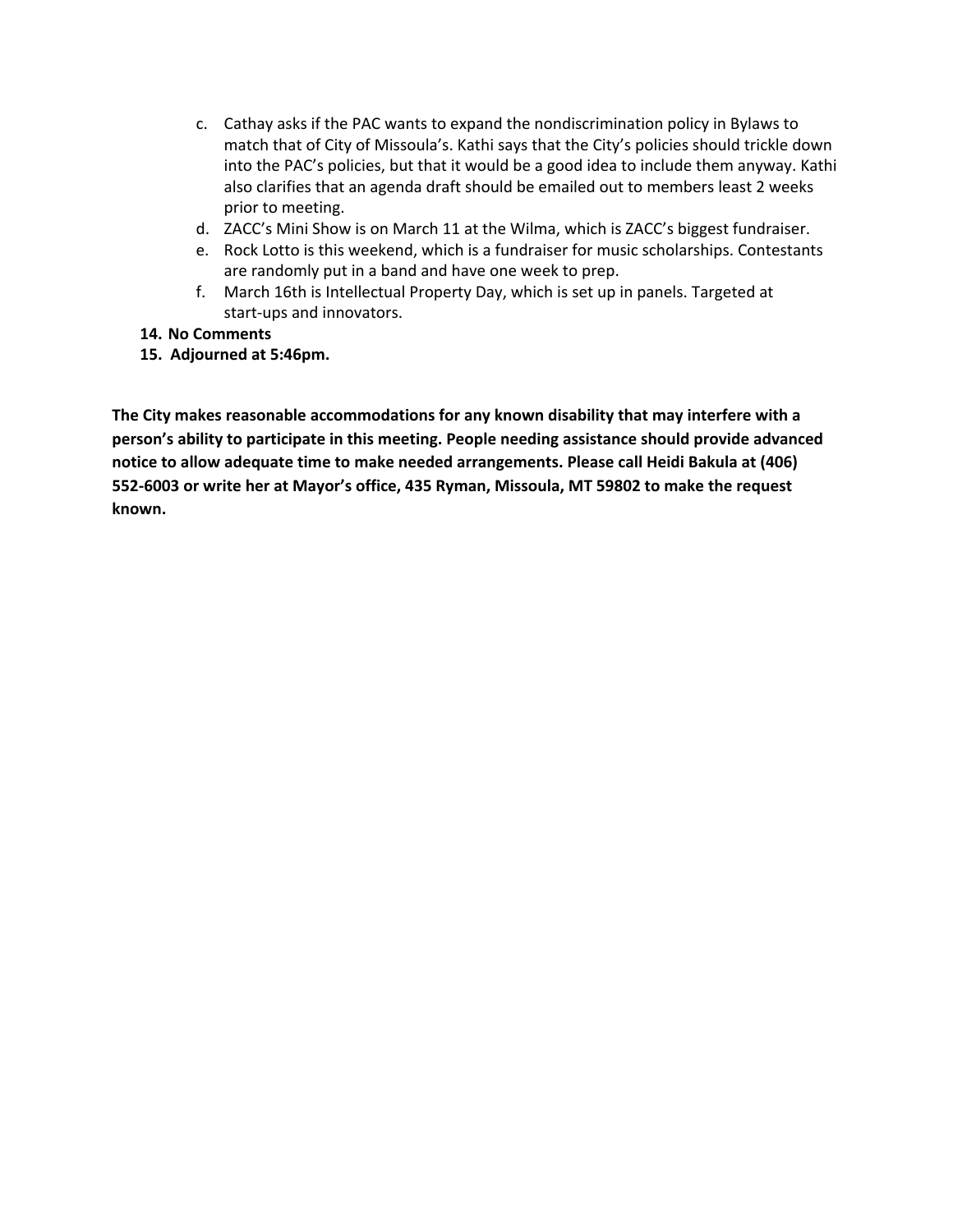c. Cathay asks if the PAC wants to expand the nondiscrimination policy in Bylaws to match that of City of Missoula's. Kathi says that the City's policies should trickle down into the PAC's policies, but that it would be a good idea to include them anyway. Kathi also clarifies that an agenda draft should be emailed out to members least 2 weeks prior to meeting.
d. ZACC's Mini Show is on March 11 at the Wilma, which is ZACC's biggest fundraiser.
e. Rock Lotto is this weekend, which is a fundraiser for music scholarships. Contestants are randomly put in a band and have one week to prep.
f. March 16th is Intellectual Property Day, which is set up in panels. Targeted at start-ups and innovators.

14. **No Comments**
15. **Adjourned at 5:46pm.**

**The City makes reasonable accommodations for any known disability that may interfere with a person's ability to participate in this meeting. People needing assistance should provide advanced notice to allow adequate time to make needed arrangements. Please call Heidi Bakula at (406) 552-6003 or write her at Mayor's office, 435 Ryman, Missoula, MT 59802 to make the request known.**